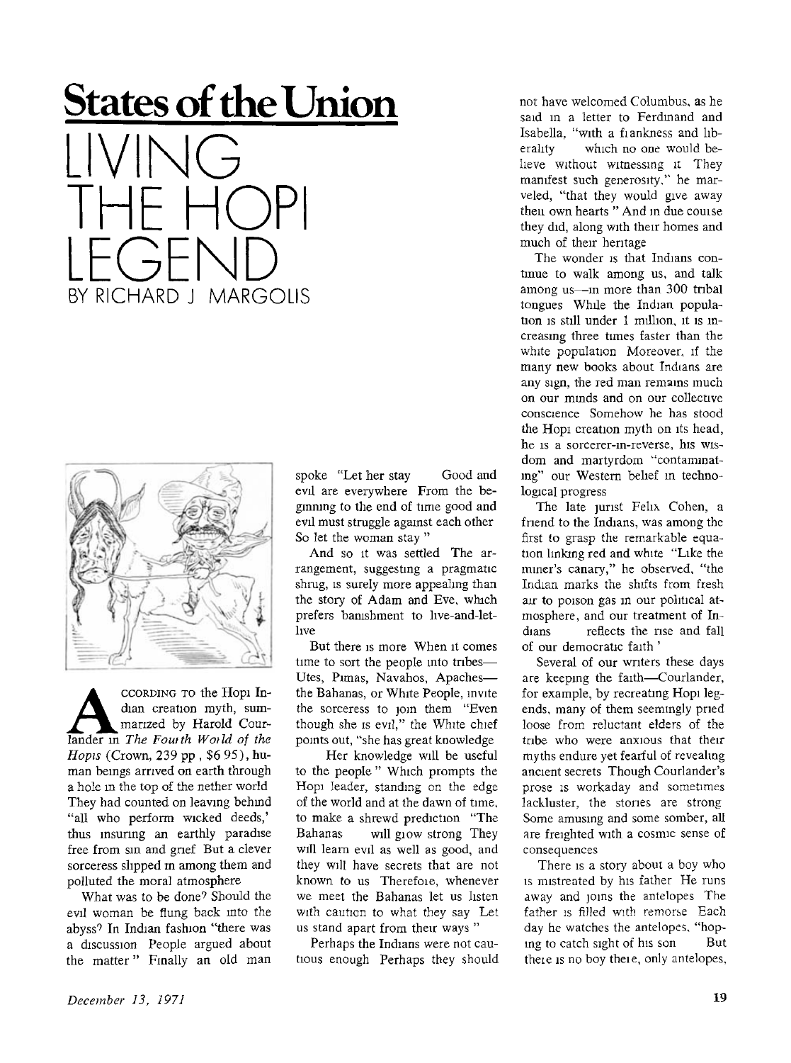# States of the Union

# LIVING THE HOPI LEGEND

BY RICHARD J MARGOLIS

According to the Hopi Indian creation myth, summarized by Harold Courlander in *The Fourth World of the Hopis* (Crown, 239 pp, $6 95), human beings arrived on earth through a hole in the top of the nether world They had counted on leaving behind "all who perform wicked deeds," thus insuring an earthly paradise free from sin and grief But a clever sorceress slipped in among them and polluted the moral atmosphere

What was to be done? Should the evil woman be flung back into the abyss? In Indian fashion "there was a discussion People argued about the matter" Finally an old man spoke "Let her stay Good and evil are everywhere From the beginning to the end of time good and evil must struggle against each other So let the woman stay"

And so it was settled The arrangement, suggesting a pragmatic shrug, is surely more appealing than the story of Adam and Eve, which prefers banishment to live-and-let-live

But there is more When it comes time to sort the people into tribes—Utes, Pimas, Navahos, Apaches—the Bahanas, or White People, invite the sorceress to join them "Even though she is evil," the White chief points out, "she has great knowledge Her knowledge will be useful to the people" Which prompts the Hopi leader, standing on the edge of the world and at the dawn of time, to make a shrewd prediction "The Bahanas will grow strong They will learn evil as well as good, and they will have secrets that are not known to us Therefore, whenever we meet the Bahanas let us listen with caution to what they say Let us stand apart from their ways"

Perhaps the Indians were not cautious enough Perhaps they should not have welcomed Columbus, as he said in a letter to Ferdinand and Isabella, "with a frankness and liberality which no one would believe without witnessing it They manifest such generosity," he marveled, "that they would give away their own hearts" And in due course they did, along with their homes and much of their heritage

The wonder is that Indians continue to walk among us, and talk among us—in more than 300 tribal tongues While the Indian population is still under 1 million, it is increasing three times faster than the white population Moreover, if the many new books about Indians are any sign, the red man remains much on our minds and on our collective conscience Somehow he has stood the Hopi creation myth on its head, he is a sorcerer-in-reverse, his wisdom and martyrdom "contaminating" our Western belief in technological progress

The late jurist Felix Cohen, a friend to the Indians, was among the first to grasp the remarkable equation linking red and white "Like the miner's canary," he observed, "the Indian marks the shifts from fresh air to poison gas in our political atmosphere, and our treatment of Indians reflects the rise and fall of our democratic faith"

Several of our writers these days are keeping the faith—Courlander, for example, by recreating Hopi legends, many of them seemingly pried loose from reluctant elders of the tribe who were anxious that their myths endure yet fearful of revealing ancient secrets Though Courlander's prose is workaday and sometimes lackluster, the stories are strong Some amusing and some somber, all are freighted with a cosmic sense of consequences

There is a story about a boy who is mistreated by his father He runs away and joins the antelopes The father is filled with remorse Each day he watches the antelopes, "hoping to catch sight of his son But there is no boy there, only antelopes,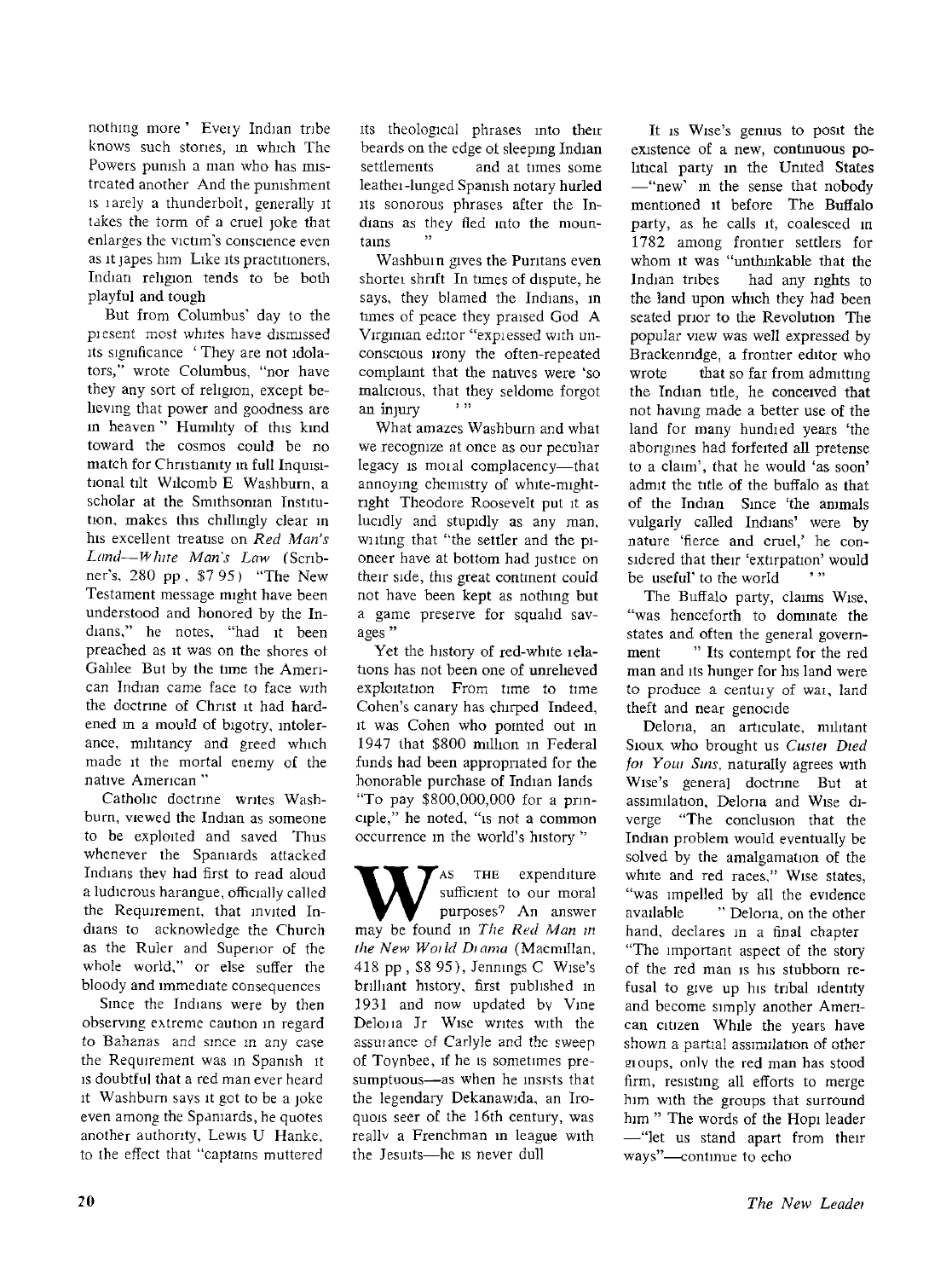nothing more' Every Indian tribe knows such stories, in which The Powers punish a man who has mistreated another And the punishment is rarely a thunderbolt, generally it takes the form of a cruel joke that enlarges the victim's conscience even as it japes him Like its practitioners, Indian religion tends to be both playful and tough

But from Columbus' day to the present most whites have dismissed its significance 'They are not idolators," wrote Columbus, "nor have they any sort of religion, except believing that power and goodness are in heaven" Humility of this kind toward the cosmos could be no match for Christianity in full Inquisitional tilt Wilcomb E Washburn, a scholar at the Smithsonian Institution, makes this chillingly clear in his excellent treatise on *Red Man's Land—White Man's Law* (Scribner's, 280 pp, $7 95) "The New Testament message might have been understood and honored by the Indians," he notes, "had it been preached as it was on the shores of Galilee But by the time the American Indian came face to face with the doctrine of Christ it had hardened in a mould of bigotry, intolerance, militancy and greed which made it the mortal enemy of the native American"

Catholic doctrine writes Washburn, viewed the Indian as someone to be exploited and saved Thus whenever the Spaniards attacked Indians they had first to read aloud a ludicrous harangue, officially called the Requirement, that invited Indians to acknowledge the Church as the Ruler and Superior of the whole world," or else suffer the bloody and immediate consequences

Since the Indians were by then observing extreme caution in regard to Bahanas and since in any case the Requirement was in Spanish it is doubtful that a red man ever heard it Washburn says it got to be a joke even among the Spaniards, he quotes another authority, Lewis U Hanke, to the effect that "captains muttered its theological phrases into their beards on the edge of sleeping Indian settlements and at times some leather-lunged Spanish notary hurled its sonorous phrases after the Indians as they fled into the mountains"

Washburn gives the Puritans even shorter shrift In times of dispute, he says, they blamed the Indians, in times of peace they praised God A Virginian editor "expressed with unconscious irony the often-repeated complaint that the natives were 'so malicious, that they seldome forgot an injury'"

What amazes Washburn and what we recognize at once as our peculiar legacy is moral complacency—that annoying chemistry of white-might-right Theodore Roosevelt put it as lucidly and stupidly as any man, writing that "the settler and the pioneer have at bottom had justice on their side, this great continent could not have been kept as nothing but a game preserve for squalid savages"

Yet the history of red-white relations has not been one of unrelieved exploitation From time to time Cohen's canary has chirped Indeed, it was Cohen who pointed out in 1947 that $800 million in Federal funds had been appropriated for the honorable purchase of Indian lands "To pay $800,000,000 for a principle," he noted, "is not a common occurrence in the world's history"

WAS THE expenditure sufficient to our moral purposes? An answer may be found in *The Red Man in the New World Drama* (Macmillan, 418 pp, $8 95), Jennings C Wise's brilliant history, first published in 1931 and now updated by Vine Deloria Jr Wise writes with the assurance of Carlyle and the sweep of Toynbee, if he is sometimes presumptuous—as when he insists that the legendary Dekanawida, an Iroquois seer of the 16th century, was really a Frenchman in league with the Jesuits—he is never dull

It is Wise's genius to posit the existence of a new, continuous political party in the United States —"new" in the sense that nobody mentioned it before The Buffalo party, as he calls it, coalesced in 1782 among frontier settlers for whom it was "unthinkable that the Indian tribes had any rights to the land upon which they had been seated prior to the Revolution The popular view was well expressed by Brackenridge, a frontier editor who wrote that so far from admitting the Indian title, he conceived that not having made a better use of the land for many hundred years 'the aborigines had forfeited all pretense to a claim', that he would 'as soon' admit the title of the buffalo as that of the Indian Since 'the animals vulgarly called Indians' were by nature 'fierce and cruel,' he considered that their 'extirpation' would be useful' to the world'"

The Buffalo party, claims Wise, "was henceforth to dominate the states and often the general government" Its contempt for the red man and its hunger for his land were to produce a century of war, land theft and near genocide

Deloria, an articulate, militant Sioux who brought us *Custer Died for Your Sins*, naturally agrees with Wise's general doctrine But at assimilation, Deloria and Wise diverge "The conclusion that the Indian problem would eventually be solved by the amalgamation of the white and red races," Wise states, "was impelled by all the evidence available" Deloria, on the other hand, declares in a final chapter "The important aspect of the story of the red man is his stubborn refusal to give up his tribal identity and become simply another American citizen While the years have shown a partial assimilation of other groups, only the red man has stood firm, resisting all efforts to merge him with the groups that surround him" The words of the Hopi leader —"let us stand apart from their ways"—continue to echo